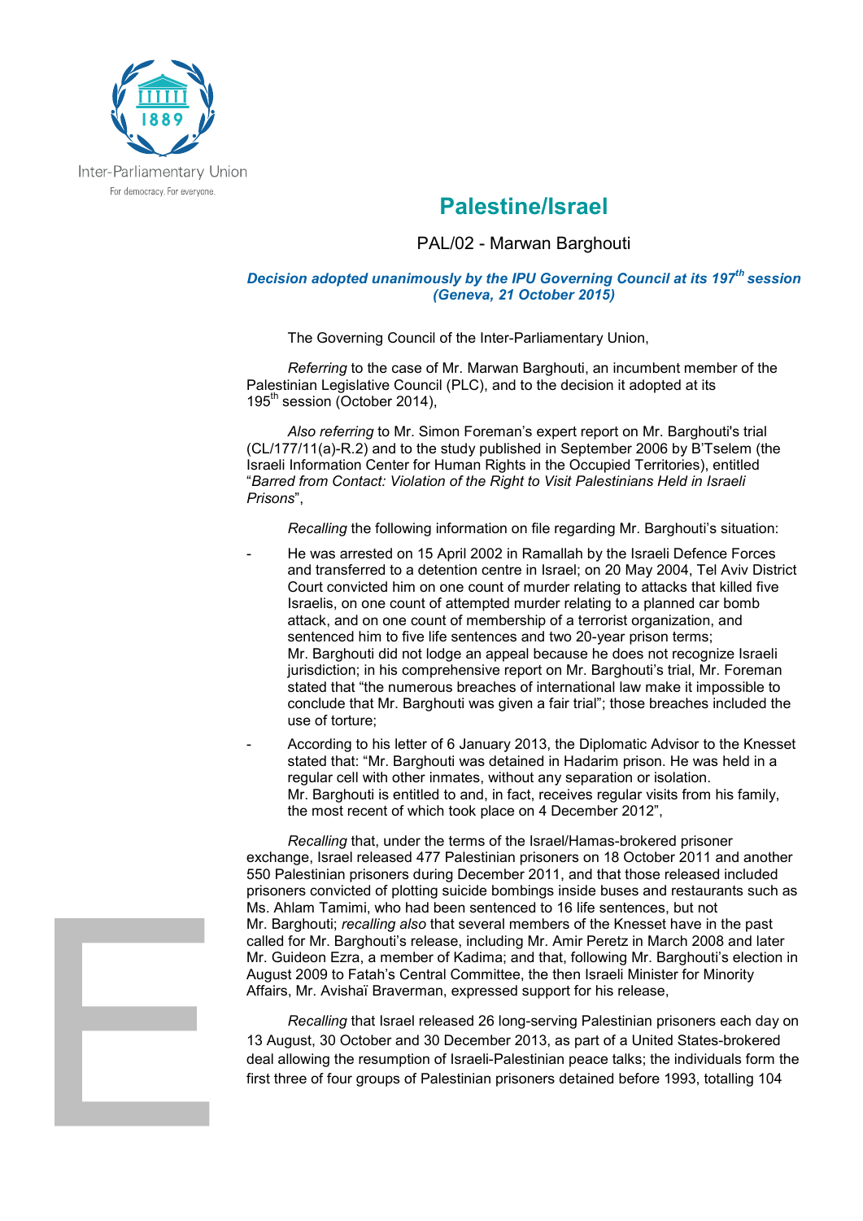Inter-Parliamentary Union

For democracy. For everyone.

# Palestine/Israel

PAL/02 - Marwan Barghouti

***Decision adopted unanimously by the IPU Governing Council at its 197th session (Geneva, 21 October 2015)***

The Governing Council of the Inter-Parliamentary Union,

*Referring* to the case of Mr. Marwan Barghouti, an incumbent member of the Palestinian Legislative Council (PLC), and to the decision it adopted at its 195th session (October 2014),

*Also referring* to Mr. Simon Foreman's expert report on Mr. Barghouti's trial (CL/177/11(a)-R.2) and to the study published in September 2006 by B'Tselem (the Israeli Information Center for Human Rights in the Occupied Territories), entitled "*Barred from Contact: Violation of the Right to Visit Palestinians Held in Israeli Prisons*",

*Recalling* the following information on file regarding Mr. Barghouti's situation:

- He was arrested on 15 April 2002 in Ramallah by the Israeli Defence Forces and transferred to a detention centre in Israel; on 20 May 2004, Tel Aviv District Court convicted him on one count of murder relating to attacks that killed five Israelis, on one count of attempted murder relating to a planned car bomb attack, and on one count of membership of a terrorist organization, and sentenced him to five life sentences and two 20-year prison terms; Mr. Barghouti did not lodge an appeal because he does not recognize Israeli jurisdiction; in his comprehensive report on Mr. Barghouti's trial, Mr. Foreman stated that "the numerous breaches of international law make it impossible to conclude that Mr. Barghouti was given a fair trial"; those breaches included the use of torture;
- According to his letter of 6 January 2013, the Diplomatic Advisor to the Knesset stated that: "Mr. Barghouti was detained in Hadarim prison. He was held in a regular cell with other inmates, without any separation or isolation. Mr. Barghouti is entitled to and, in fact, receives regular visits from his family, the most recent of which took place on 4 December 2012",

*Recalling* that, under the terms of the Israel/Hamas-brokered prisoner exchange, Israel released 477 Palestinian prisoners on 18 October 2011 and another 550 Palestinian prisoners during December 2011, and that those released included prisoners convicted of plotting suicide bombings inside buses and restaurants such as Ms. Ahlam Tamimi, who had been sentenced to 16 life sentences, but not Mr. Barghouti; *recalling also* that several members of the Knesset have in the past called for Mr. Barghouti's release, including Mr. Amir Peretz in March 2008 and later Mr. Guideon Ezra, a member of Kadima; and that, following Mr. Barghouti's election in August 2009 to Fatah's Central Committee, the then Israeli Minister for Minority Affairs, Mr. Avishaï Braverman, expressed support for his release,

*Recalling* that Israel released 26 long-serving Palestinian prisoners each day on 13 August, 30 October and 30 December 2013, as part of a United States-brokered deal allowing the resumption of Israeli-Palestinian peace talks; the individuals form the first three of four groups of Palestinian prisoners detained before 1993, totalling 104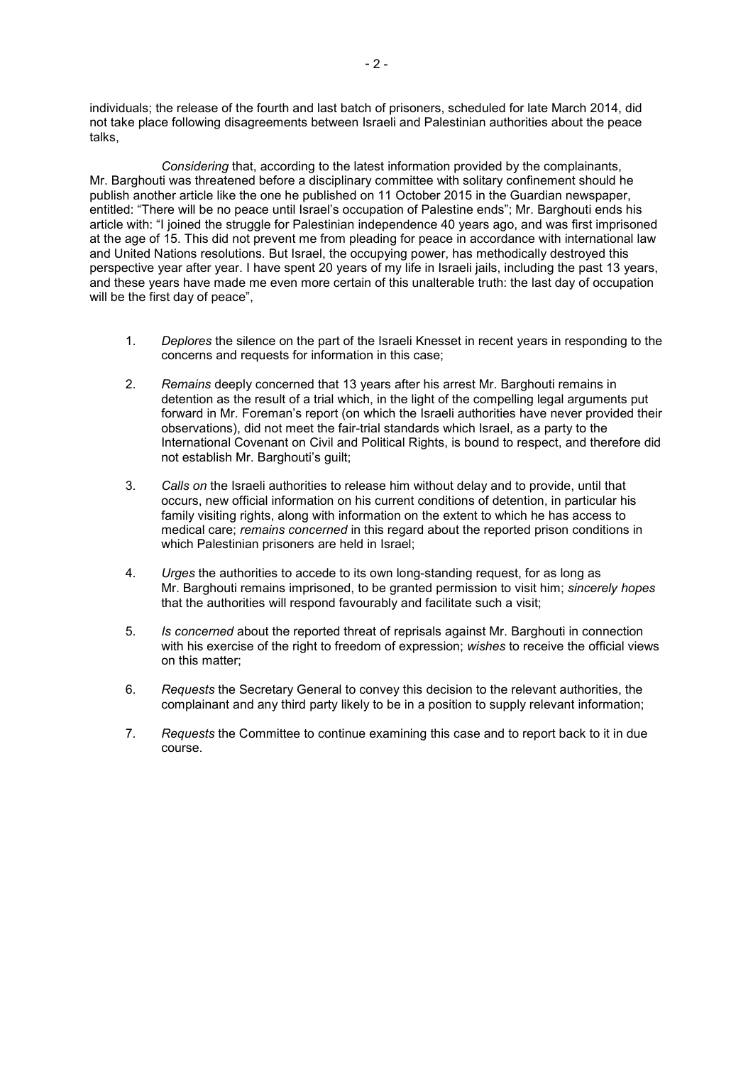individuals; the release of the fourth and last batch of prisoners, scheduled for late March 2014, did not take place following disagreements between Israeli and Palestinian authorities about the peace talks,

*Considering* that, according to the latest information provided by the complainants, Mr. Barghouti was threatened before a disciplinary committee with solitary confinement should he publish another article like the one he published on 11 October 2015 in the Guardian newspaper, entitled: "There will be no peace until Israel's occupation of Palestine ends"; Mr. Barghouti ends his article with: "I joined the struggle for Palestinian independence 40 years ago, and was first imprisoned at the age of 15. This did not prevent me from pleading for peace in accordance with international law and United Nations resolutions. But Israel, the occupying power, has methodically destroyed this perspective year after year. I have spent 20 years of my life in Israeli jails, including the past 13 years, and these years have made me even more certain of this unalterable truth: the last day of occupation will be the first day of peace",

1. *Deplores* the silence on the part of the Israeli Knesset in recent years in responding to the concerns and requests for information in this case;

2. *Remains* deeply concerned that 13 years after his arrest Mr. Barghouti remains in detention as the result of a trial which, in the light of the compelling legal arguments put forward in Mr. Foreman's report (on which the Israeli authorities have never provided their observations), did not meet the fair-trial standards which Israel, as a party to the International Covenant on Civil and Political Rights, is bound to respect, and therefore did not establish Mr. Barghouti's guilt;

3. *Calls on* the Israeli authorities to release him without delay and to provide, until that occurs, new official information on his current conditions of detention, in particular his family visiting rights, along with information on the extent to which he has access to medical care; *remains concerned* in this regard about the reported prison conditions in which Palestinian prisoners are held in Israel;

4. *Urges* the authorities to accede to its own long-standing request, for as long as Mr. Barghouti remains imprisoned, to be granted permission to visit him; *sincerely hopes* that the authorities will respond favourably and facilitate such a visit;

5. *Is concerned* about the reported threat of reprisals against Mr. Barghouti in connection with his exercise of the right to freedom of expression; *wishes* to receive the official views on this matter;

6. *Requests* the Secretary General to convey this decision to the relevant authorities, the complainant and any third party likely to be in a position to supply relevant information;

7. *Requests* the Committee to continue examining this case and to report back to it in due course.